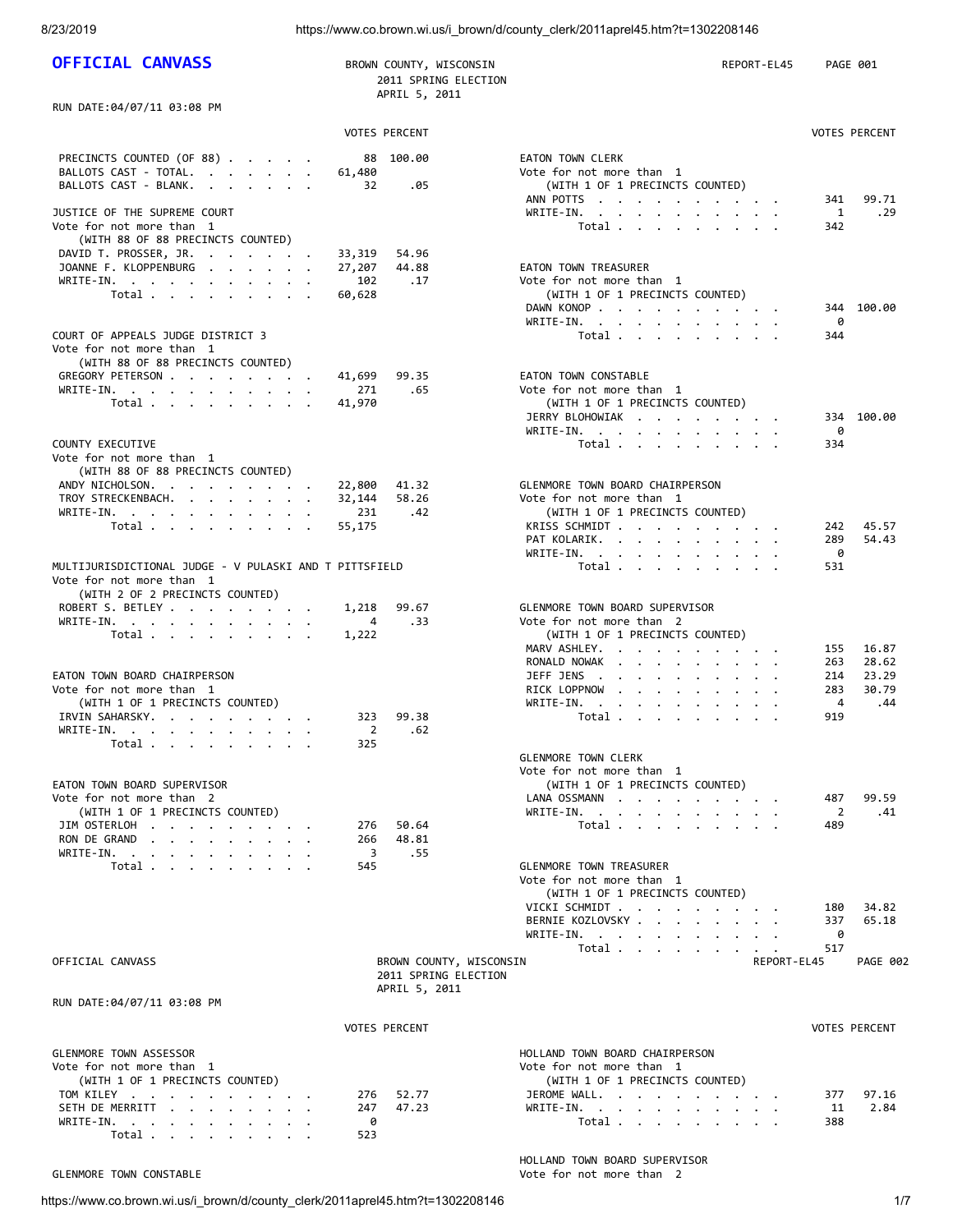# OFFICIAL CANVASS

BROWN COUNTY, WISCONSIN
2011 SPRING ELECTION
APRIL 5, 2011

REPORT-EL45 PAGE 001

RUN DATE:04/07/11 03:08 PM

| | VOTES | PERCENT |
|---|---|---|
| PRECINCTS COUNTED (OF 88) | 88 | 100.00 |
| BALLOTS CAST - TOTAL. | 61,480 | |
| BALLOTS CAST - BLANK. | 32 | .05 |

**JUSTICE OF THE SUPREME COURT**
Vote for not more than 1
(WITH 88 OF 88 PRECINCTS COUNTED)

| | VOTES | PERCENT |
|---|---|---|
| DAVID T. PROSSER, JR. | 33,319 | 54.96 |
| JOANNE F. KLOPPENBURG | 27,207 | 44.88 |
| WRITE-IN. | 102 | .17 |
| Total | 60,628 | |

**COURT OF APPEALS JUDGE DISTRICT 3**
Vote for not more than 1
(WITH 88 OF 88 PRECINCTS COUNTED)

| | VOTES | PERCENT |
|---|---|---|
| GREGORY PETERSON | 41,699 | 99.35 |
| WRITE-IN. | 271 | .65 |
| Total | 41,970 | |

**COUNTY EXECUTIVE**
Vote for not more than 1
(WITH 88 OF 88 PRECINCTS COUNTED)

| | VOTES | PERCENT |
|---|---|---|
| ANDY NICHOLSON. | 22,800 | 41.32 |
| TROY STRECKENBACH. | 32,144 | 58.26 |
| WRITE-IN. | 231 | .42 |
| Total | 55,175 | |

**MULTIJURISDICTIONAL JUDGE - V PULASKI AND T PITTSFIELD**
Vote for not more than 1
(WITH 2 OF 2 PRECINCTS COUNTED)

| | VOTES | PERCENT |
|---|---|---|
| ROBERT S. BETLEY | 1,218 | 99.67 |
| WRITE-IN. | 4 | .33 |
| Total | 1,222 | |

**EATON TOWN BOARD CHAIRPERSON**
Vote for not more than 1
(WITH 1 OF 1 PRECINCTS COUNTED)

| | VOTES | PERCENT |
|---|---|---|
| IRVIN SAHARSKY. | 323 | 99.38 |
| WRITE-IN. | 2 | .62 |
| Total | 325 | |

**EATON TOWN BOARD SUPERVISOR**
Vote for not more than 2
(WITH 1 OF 1 PRECINCTS COUNTED)

| | VOTES | PERCENT |
|---|---|---|
| JIM OSTERLOH | 276 | 50.64 |
| RON DE GRAND | 266 | 48.81 |
| WRITE-IN. | 3 | .55 |
| Total | 545 | |

**EATON TOWN CLERK**
Vote for not more than 1
(WITH 1 OF 1 PRECINCTS COUNTED)

| | VOTES | PERCENT |
|---|---|---|
| ANN POTTS | 341 | 99.71 |
| WRITE-IN. | 1 | .29 |
| Total | 342 | |

**EATON TOWN TREASURER**
Vote for not more than 1
(WITH 1 OF 1 PRECINCTS COUNTED)

| | VOTES | PERCENT |
|---|---|---|
| DAWN KONOP | 344 | 100.00 |
| WRITE-IN. | 0 | |
| Total | 344 | |

**EATON TOWN CONSTABLE**
Vote for not more than 1
(WITH 1 OF 1 PRECINCTS COUNTED)

| | VOTES | PERCENT |
|---|---|---|
| JERRY BLOHOWIAK | 334 | 100.00 |
| WRITE-IN. | 0 | |
| Total | 334 | |

**GLENMORE TOWN BOARD CHAIRPERSON**
Vote for not more than 1
(WITH 1 OF 1 PRECINCTS COUNTED)

| | VOTES | PERCENT |
|---|---|---|
| KRISS SCHMIDT | 242 | 45.57 |
| PAT KOLARIK. | 289 | 54.43 |
| WRITE-IN. | 0 | |
| Total | 531 | |

**GLENMORE TOWN BOARD SUPERVISOR**
Vote for not more than 2
(WITH 1 OF 1 PRECINCTS COUNTED)

| | VOTES | PERCENT |
|---|---|---|
| MARV ASHLEY. | 155 | 16.87 |
| RONALD NOWAK | 263 | 28.62 |
| JEFF JENS | 214 | 23.29 |
| RICK LOPPNOW | 283 | 30.79 |
| WRITE-IN. | 4 | .44 |
| Total | 919 | |

**GLENMORE TOWN CLERK**
Vote for not more than 1
(WITH 1 OF 1 PRECINCTS COUNTED)

| | VOTES | PERCENT |
|---|---|---|
| LANA OSSMANN | 487 | 99.59 |
| WRITE-IN. | 2 | .41 |
| Total | 489 | |

**GLENMORE TOWN TREASURER**
Vote for not more than 1
(WITH 1 OF 1 PRECINCTS COUNTED)

| | VOTES | PERCENT |
|---|---|---|
| VICKI SCHMIDT | 180 | 34.82 |
| BERNIE KOZLOVSKY | 337 | 65.18 |
| WRITE-IN. | 0 | |
| Total | 517 | |

OFFICIAL CANVASS

BROWN COUNTY, WISCONSIN
2011 SPRING ELECTION
APRIL 5, 2011

REPORT-EL45 PAGE 002

RUN DATE:04/07/11 03:08 PM

**GLENMORE TOWN ASSESSOR**
Vote for not more than 1
(WITH 1 OF 1 PRECINCTS COUNTED)

| | VOTES | PERCENT |
|---|---|---|
| TOM KILEY | 276 | 52.77 |
| SETH DE MERRITT | 247 | 47.23 |
| WRITE-IN. | 0 | |
| Total | 523 | |

**GLENMORE TOWN CONSTABLE**

**HOLLAND TOWN BOARD CHAIRPERSON**
Vote for not more than 1
(WITH 1 OF 1 PRECINCTS COUNTED)

| | VOTES | PERCENT |
|---|---|---|
| JEROME WALL. | 377 | 97.16 |
| WRITE-IN. | 11 | 2.84 |
| Total | 388 | |

**HOLLAND TOWN BOARD SUPERVISOR**
Vote for not more than 2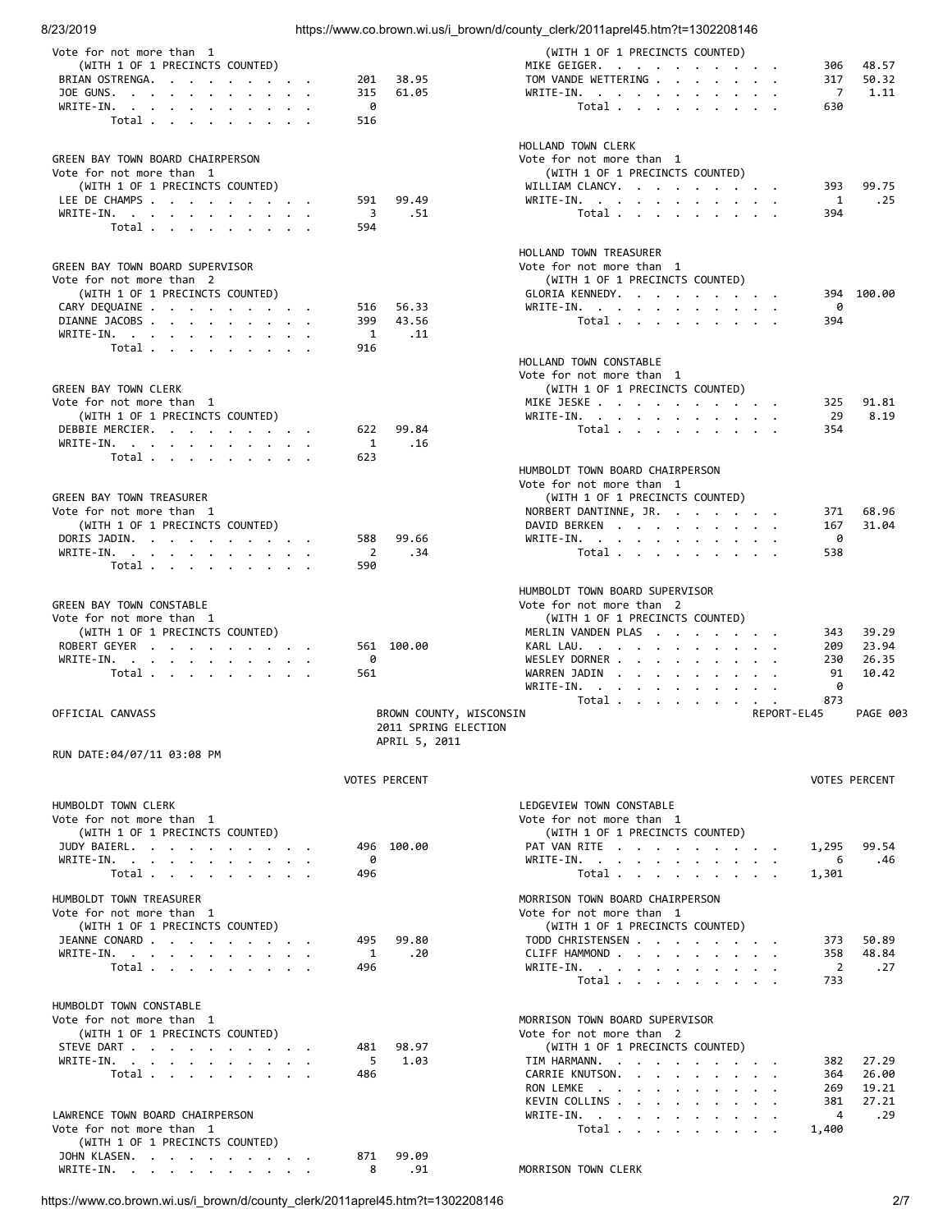Vote for not more than 1
(WITH 1 OF 1 PRECINCTS COUNTED)

| | Votes | Percent |
|---|---|---|
| BRIAN OSTRENGA | 201 | 38.95 |
| JOE GUNS | 315 | 61.05 |
| WRITE-IN | 0 | |
| Total | 516 | |

### GREEN BAY TOWN BOARD CHAIRPERSON
Vote for not more than 1
(WITH 1 OF 1 PRECINCTS COUNTED)

| | Votes | Percent |
|---|---|---|
| LEE DE CHAMPS | 591 | 99.49 |
| WRITE-IN | 3 | .51 |
| Total | 594 | |

### GREEN BAY TOWN BOARD SUPERVISOR
Vote for not more than 2
(WITH 1 OF 1 PRECINCTS COUNTED)

| | Votes | Percent |
|---|---|---|
| CARY DEQUAINE | 516 | 56.33 |
| DIANNE JACOBS | 399 | 43.56 |
| WRITE-IN | 1 | .11 |
| Total | 916 | |

### GREEN BAY TOWN CLERK
Vote for not more than 1
(WITH 1 OF 1 PRECINCTS COUNTED)

| | Votes | Percent |
|---|---|---|
| DEBBIE MERCIER | 622 | 99.84 |
| WRITE-IN | 1 | .16 |
| Total | 623 | |

### GREEN BAY TOWN TREASURER
Vote for not more than 1
(WITH 1 OF 1 PRECINCTS COUNTED)

| | Votes | Percent |
|---|---|---|
| DORIS JADIN | 588 | 99.66 |
| WRITE-IN | 2 | .34 |
| Total | 590 | |

### GREEN BAY TOWN CONSTABLE
Vote for not more than 1
(WITH 1 OF 1 PRECINCTS COUNTED)

| | Votes | Percent |
|---|---|---|
| ROBERT GEYER | 561 | 100.00 |
| WRITE-IN | 0 | |
| Total | 561 | |

(WITH 1 OF 1 PRECINCTS COUNTED)

| | Votes | Percent |
|---|---|---|
| MIKE GEIGER | 306 | 48.57 |
| TOM VANDE WETTERING | 317 | 50.32 |
| WRITE-IN | 7 | 1.11 |
| Total | 630 | |

### HOLLAND TOWN CLERK
Vote for not more than 1
(WITH 1 OF 1 PRECINCTS COUNTED)

| | Votes | Percent |
|---|---|---|
| WILLIAM CLANCY | 393 | 99.75 |
| WRITE-IN | 1 | .25 |
| Total | 394 | |

### HOLLAND TOWN TREASURER
Vote for not more than 1
(WITH 1 OF 1 PRECINCTS COUNTED)

| | Votes | Percent |
|---|---|---|
| GLORIA KENNEDY | 394 | 100.00 |
| WRITE-IN | 0 | |
| Total | 394 | |

### HOLLAND TOWN CONSTABLE
Vote for not more than 1
(WITH 1 OF 1 PRECINCTS COUNTED)

| | Votes | Percent |
|---|---|---|
| MIKE JESKE | 325 | 91.81 |
| WRITE-IN | 29 | 8.19 |
| Total | 354 | |

### HUMBOLDT TOWN BOARD CHAIRPERSON
Vote for not more than 1
(WITH 1 OF 1 PRECINCTS COUNTED)

| | Votes | Percent |
|---|---|---|
| NORBERT DANTINNE, JR. | 371 | 68.96 |
| DAVID BERKEN | 167 | 31.04 |
| WRITE-IN | 0 | |
| Total | 538 | |

### HUMBOLDT TOWN BOARD SUPERVISOR
Vote for not more than 2
(WITH 1 OF 1 PRECINCTS COUNTED)

| | Votes | Percent |
|---|---|---|
| MERLIN VANDEN PLAS | 343 | 39.29 |
| KARL LAU | 209 | 23.94 |
| WESLEY DORNER | 230 | 26.35 |
| WARREN JADIN | 91 | 10.42 |
| WRITE-IN | 0 | |
| Total | 873 | |

OFFICIAL CANVASS — BROWN COUNTY, WISCONSIN — 2011 SPRING ELECTION — APRIL 5, 2011 — REPORT-EL45 — PAGE 003

RUN DATE:04/07/11 03:08 PM

### HUMBOLDT TOWN CLERK
Vote for not more than 1
(WITH 1 OF 1 PRECINCTS COUNTED)

| | Votes | Percent |
|---|---|---|
| JUDY BAIERL | 496 | 100.00 |
| WRITE-IN | 0 | |
| Total | 496 | |

### HUMBOLDT TOWN TREASURER
Vote for not more than 1
(WITH 1 OF 1 PRECINCTS COUNTED)

| | Votes | Percent |
|---|---|---|
| JEANNE CONARD | 495 | 99.80 |
| WRITE-IN | 1 | .20 |
| Total | 496 | |

### HUMBOLDT TOWN CONSTABLE
Vote for not more than 1
(WITH 1 OF 1 PRECINCTS COUNTED)

| | Votes | Percent |
|---|---|---|
| STEVE DART | 481 | 98.97 |
| WRITE-IN | 5 | 1.03 |
| Total | 486 | |

### LAWRENCE TOWN BOARD CHAIRPERSON
Vote for not more than 1
(WITH 1 OF 1 PRECINCTS COUNTED)

| | Votes | Percent |
|---|---|---|
| JOHN KLASEN | 871 | 99.09 |
| WRITE-IN | 8 | .91 |

### LEDGEVIEW TOWN CONSTABLE
Vote for not more than 1
(WITH 1 OF 1 PRECINCTS COUNTED)

| | Votes | Percent |
|---|---|---|
| PAT VAN RITE | 1,295 | 99.54 |
| WRITE-IN | 6 | .46 |
| Total | 1,301 | |

### MORRISON TOWN BOARD CHAIRPERSON
Vote for not more than 1
(WITH 1 OF 1 PRECINCTS COUNTED)

| | Votes | Percent |
|---|---|---|
| TODD CHRISTENSEN | 373 | 50.89 |
| CLIFF HAMMOND | 358 | 48.84 |
| WRITE-IN | 2 | .27 |
| Total | 733 | |

### MORRISON TOWN BOARD SUPERVISOR
Vote for not more than 2
(WITH 1 OF 1 PRECINCTS COUNTED)

| | Votes | Percent |
|---|---|---|
| TIM HARMANN | 382 | 27.29 |
| CARRIE KNUTSON | 364 | 26.00 |
| RON LEMKE | 269 | 19.21 |
| KEVIN COLLINS | 381 | 27.21 |
| WRITE-IN | 4 | .29 |
| Total | 1,400 | |

### MORRISON TOWN CLERK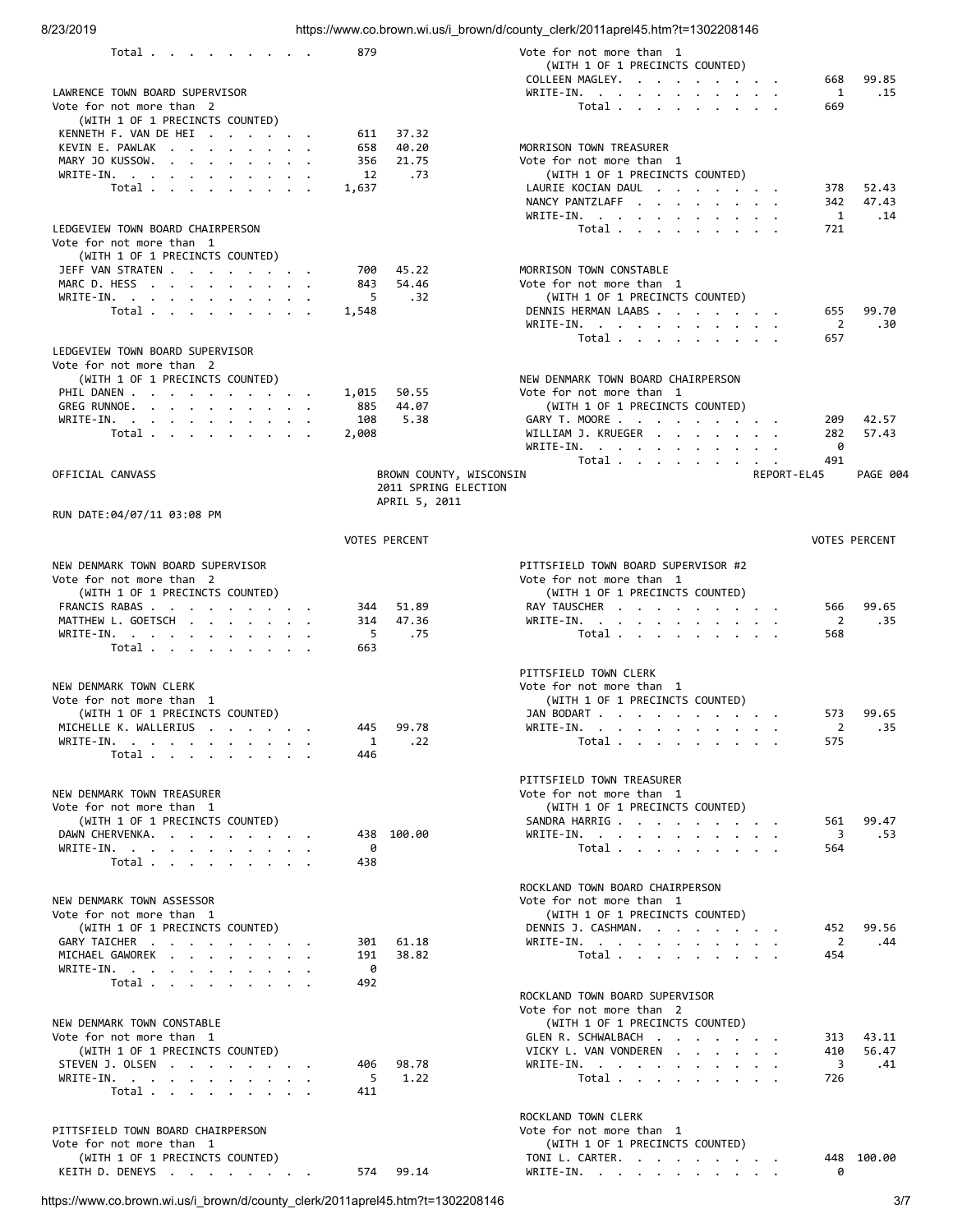| | | |
|---|---|---|
| Total | 879 | |

LAWRENCE TOWN BOARD SUPERVISOR
Vote for not more than 2
(WITH 1 OF 1 PRECINCTS COUNTED)

| | | |
|---|---|---|
| KENNETH F. VAN DE HEI | 611 | 37.32 |
| KEVIN E. PAWLAK | 658 | 40.20 |
| MARY JO KUSSOW. | 356 | 21.75 |
| WRITE-IN. | 12 | .73 |
| Total | 1,637 | |

LEDGEVIEW TOWN BOARD CHAIRPERSON
Vote for not more than 1
(WITH 1 OF 1 PRECINCTS COUNTED)

| | | |
|---|---|---|
| JEFF VAN STRATEN | 700 | 45.22 |
| MARC D. HESS | 843 | 54.46 |
| WRITE-IN. | 5 | .32 |
| Total | 1,548 | |

LEDGEVIEW TOWN BOARD SUPERVISOR
Vote for not more than 2
(WITH 1 OF 1 PRECINCTS COUNTED)

| | | |
|---|---|---|
| PHIL DANEN | 1,015 | 50.55 |
| GREG RUNNOE. | 885 | 44.07 |
| WRITE-IN. | 108 | 5.38 |
| Total | 2,008 | |

Vote for not more than 1
(WITH 1 OF 1 PRECINCTS COUNTED)

| | | |
|---|---|---|
| COLLEEN MAGLEY. | 668 | 99.85 |
| WRITE-IN. | 1 | .15 |
| Total | 669 | |

MORRISON TOWN TREASURER
Vote for not more than 1
(WITH 1 OF 1 PRECINCTS COUNTED)

| | | |
|---|---|---|
| LAURIE KOCIAN DAUL | 378 | 52.43 |
| NANCY PANTZLAFF | 342 | 47.43 |
| WRITE-IN. | 1 | .14 |
| Total | 721 | |

MORRISON TOWN CONSTABLE
Vote for not more than 1
(WITH 1 OF 1 PRECINCTS COUNTED)

| | | |
|---|---|---|
| DENNIS HERMAN LAABS | 655 | 99.70 |
| WRITE-IN. | 2 | .30 |
| Total | 657 | |

NEW DENMARK TOWN BOARD CHAIRPERSON
Vote for not more than 1
(WITH 1 OF 1 PRECINCTS COUNTED)

| | | |
|---|---|---|
| GARY T. MOORE | 209 | 42.57 |
| WILLIAM J. KRUEGER | 282 | 57.43 |
| WRITE-IN. | 0 | |
| Total | 491 | |

OFFICIAL CANVASS — BROWN COUNTY, WISCONSIN — 2011 SPRING ELECTION — APRIL 5, 2011 — REPORT-EL45 PAGE 004

RUN DATE:04/07/11 03:08 PM

NEW DENMARK TOWN BOARD SUPERVISOR
Vote for not more than 2
(WITH 1 OF 1 PRECINCTS COUNTED)

| | VOTES | PERCENT |
|---|---|---|
| FRANCIS RABAS | 344 | 51.89 |
| MATTHEW L. GOETSCH | 314 | 47.36 |
| WRITE-IN. | 5 | .75 |
| Total | 663 | |

NEW DENMARK TOWN CLERK
Vote for not more than 1
(WITH 1 OF 1 PRECINCTS COUNTED)

| | | |
|---|---|---|
| MICHELLE K. WALLERIUS | 445 | 99.78 |
| WRITE-IN. | 1 | .22 |
| Total | 446 | |

NEW DENMARK TOWN TREASURER
Vote for not more than 1
(WITH 1 OF 1 PRECINCTS COUNTED)

| | | |
|---|---|---|
| DAWN CHERVENKA. | 438 | 100.00 |
| WRITE-IN. | 0 | |
| Total | 438 | |

NEW DENMARK TOWN ASSESSOR
Vote for not more than 1
(WITH 1 OF 1 PRECINCTS COUNTED)

| | | |
|---|---|---|
| GARY TAICHER | 301 | 61.18 |
| MICHAEL GAWOREK | 191 | 38.82 |
| WRITE-IN. | 0 | |
| Total | 492 | |

NEW DENMARK TOWN CONSTABLE
Vote for not more than 1
(WITH 1 OF 1 PRECINCTS COUNTED)

| | | |
|---|---|---|
| STEVEN J. OLSEN | 406 | 98.78 |
| WRITE-IN. | 5 | 1.22 |
| Total | 411 | |

PITTSFIELD TOWN BOARD CHAIRPERSON
Vote for not more than 1
(WITH 1 OF 1 PRECINCTS COUNTED)

| | | |
|---|---|---|
| KEITH D. DENEYS | 574 | 99.14 |

PITTSFIELD TOWN BOARD SUPERVISOR #2
Vote for not more than 1
(WITH 1 OF 1 PRECINCTS COUNTED)

| | VOTES | PERCENT |
|---|---|---|
| RAY TAUSCHER | 566 | 99.65 |
| WRITE-IN. | 2 | .35 |
| Total | 568 | |

PITTSFIELD TOWN CLERK
Vote for not more than 1
(WITH 1 OF 1 PRECINCTS COUNTED)

| | | |
|---|---|---|
| JAN BODART | 573 | 99.65 |
| WRITE-IN. | 2 | .35 |
| Total | 575 | |

PITTSFIELD TOWN TREASURER
Vote for not more than 1
(WITH 1 OF 1 PRECINCTS COUNTED)

| | | |
|---|---|---|
| SANDRA HARRIG | 561 | 99.47 |
| WRITE-IN. | 3 | .53 |
| Total | 564 | |

ROCKLAND TOWN BOARD CHAIRPERSON
Vote for not more than 1
(WITH 1 OF 1 PRECINCTS COUNTED)

| | | |
|---|---|---|
| DENNIS J. CASHMAN. | 452 | 99.56 |
| WRITE-IN. | 2 | .44 |
| Total | 454 | |

ROCKLAND TOWN BOARD SUPERVISOR
Vote for not more than 2
(WITH 1 OF 1 PRECINCTS COUNTED)

| | | |
|---|---|---|
| GLEN R. SCHWALBACH | 313 | 43.11 |
| VICKY L. VAN VONDEREN | 410 | 56.47 |
| WRITE-IN. | 3 | .41 |
| Total | 726 | |

ROCKLAND TOWN CLERK
Vote for not more than 1
(WITH 1 OF 1 PRECINCTS COUNTED)

| | | |
|---|---|---|
| TONI L. CARTER. | 448 | 100.00 |
| WRITE-IN. | 0 | |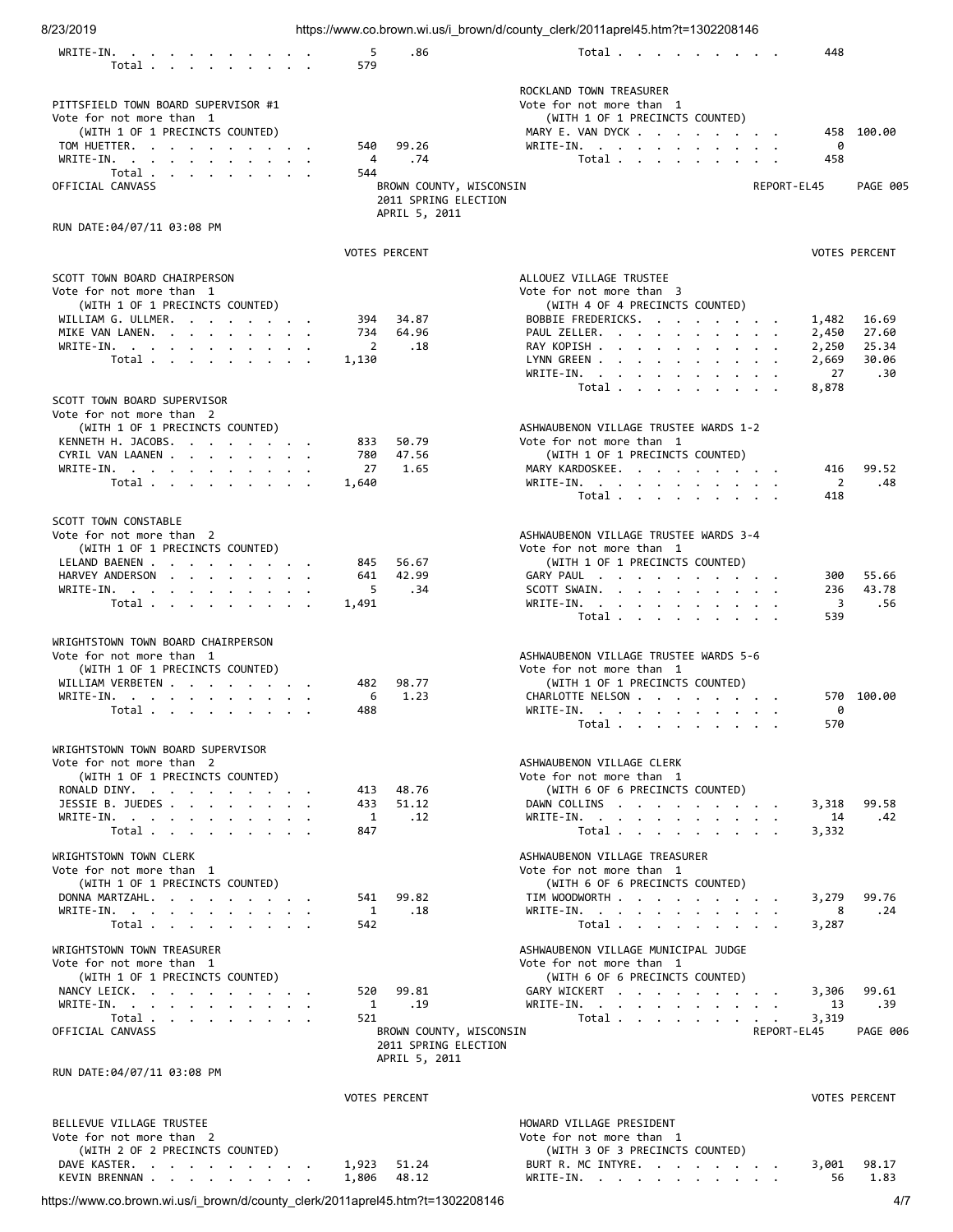| | | |
|---|---|---|
| WRITE-IN. | 5 | .86 |
| Total | 579 | |

PITTSFIELD TOWN BOARD SUPERVISOR #1
Vote for not more than 1
(WITH 1 OF 1 PRECINCTS COUNTED)

| | VOTES | PERCENT |
|---|---|---|
| TOM HUETTER. | 540 | 99.26 |
| WRITE-IN. | 4 | .74 |
| Total | 544 | |

| | | |
|---|---|---|
| Total | 448 | |

ROCKLAND TOWN TREASURER
Vote for not more than 1
(WITH 1 OF 1 PRECINCTS COUNTED)

| | VOTES | PERCENT |
|---|---|---|
| MARY E. VAN DYCK | 458 | 100.00 |
| WRITE-IN. | 0 | |
| Total | 458 | |

OFFICIAL CANVASS
BROWN COUNTY, WISCONSIN
2011 SPRING ELECTION
APRIL 5, 2011
REPORT-EL45 PAGE 005
RUN DATE:04/07/11 03:08 PM

SCOTT TOWN BOARD CHAIRPERSON
Vote for not more than 1
(WITH 1 OF 1 PRECINCTS COUNTED)

| | VOTES | PERCENT |
|---|---|---|
| WILLIAM G. ULLMER. | 394 | 34.87 |
| MIKE VAN LANEN. | 734 | 64.96 |
| WRITE-IN. | 2 | .18 |
| Total | 1,130 | |

SCOTT TOWN BOARD SUPERVISOR
Vote for not more than 2
(WITH 1 OF 1 PRECINCTS COUNTED)

| | VOTES | PERCENT |
|---|---|---|
| KENNETH H. JACOBS. | 833 | 50.79 |
| CYRIL VAN LAANEN | 780 | 47.56 |
| WRITE-IN. | 27 | 1.65 |
| Total | 1,640 | |

SCOTT TOWN CONSTABLE
Vote for not more than 2
(WITH 1 OF 1 PRECINCTS COUNTED)

| | VOTES | PERCENT |
|---|---|---|
| LELAND BAENEN | 845 | 56.67 |
| HARVEY ANDERSON | 641 | 42.99 |
| WRITE-IN. | 5 | .34 |
| Total | 1,491 | |

WRIGHTSTOWN TOWN BOARD CHAIRPERSON
Vote for not more than 1
(WITH 1 OF 1 PRECINCTS COUNTED)

| | VOTES | PERCENT |
|---|---|---|
| WILLIAM VERBETEN | 482 | 98.77 |
| WRITE-IN. | 6 | 1.23 |
| Total | 488 | |

WRIGHTSTOWN TOWN BOARD SUPERVISOR
Vote for not more than 2
(WITH 1 OF 1 PRECINCTS COUNTED)

| | VOTES | PERCENT |
|---|---|---|
| RONALD DINY. | 413 | 48.76 |
| JESSIE B. JUEDES | 433 | 51.12 |
| WRITE-IN. | 1 | .12 |
| Total | 847 | |

WRIGHTSTOWN TOWN CLERK
Vote for not more than 1
(WITH 1 OF 1 PRECINCTS COUNTED)

| | VOTES | PERCENT |
|---|---|---|
| DONNA MARTZAHL. | 541 | 99.82 |
| WRITE-IN. | 1 | .18 |
| Total | 542 | |

WRIGHTSTOWN TOWN TREASURER
Vote for not more than 1
(WITH 1 OF 1 PRECINCTS COUNTED)

| | VOTES | PERCENT |
|---|---|---|
| NANCY LEICK. | 520 | 99.81 |
| WRITE-IN. | 1 | .19 |
| Total | 521 | |

ALLOUEZ VILLAGE TRUSTEE
Vote for not more than 3
(WITH 4 OF 4 PRECINCTS COUNTED)

| | VOTES | PERCENT |
|---|---|---|
| BOBBIE FREDERICKS. | 1,482 | 16.69 |
| PAUL ZELLER. | 2,450 | 27.60 |
| RAY KOPISH | 2,250 | 25.34 |
| LYNN GREEN | 2,669 | 30.06 |
| WRITE-IN. | 27 | .30 |
| Total | 8,878 | |

ASHWAUBENON VILLAGE TRUSTEE WARDS 1-2
Vote for not more than 1
(WITH 1 OF 1 PRECINCTS COUNTED)

| | VOTES | PERCENT |
|---|---|---|
| MARY KARDOSKEE. | 416 | 99.52 |
| WRITE-IN. | 2 | .48 |
| Total | 418 | |

ASHWAUBENON VILLAGE TRUSTEE WARDS 3-4
Vote for not more than 1
(WITH 1 OF 1 PRECINCTS COUNTED)

| | VOTES | PERCENT |
|---|---|---|
| GARY PAUL | 300 | 55.66 |
| SCOTT SWAIN. | 236 | 43.78 |
| WRITE-IN. | 3 | .56 |
| Total | 539 | |

ASHWAUBENON VILLAGE TRUSTEE WARDS 5-6
Vote for not more than 1
(WITH 1 OF 1 PRECINCTS COUNTED)

| | VOTES | PERCENT |
|---|---|---|
| CHARLOTTE NELSON | 570 | 100.00 |
| WRITE-IN. | 0 | |
| Total | 570 | |

ASHWAUBENON VILLAGE CLERK
Vote for not more than 1
(WITH 6 OF 6 PRECINCTS COUNTED)

| | VOTES | PERCENT |
|---|---|---|
| DAWN COLLINS | 3,318 | 99.58 |
| WRITE-IN. | 14 | .42 |
| Total | 3,332 | |

ASHWAUBENON VILLAGE TREASURER
Vote for not more than 1
(WITH 6 OF 6 PRECINCTS COUNTED)

| | VOTES | PERCENT |
|---|---|---|
| TIM WOODWORTH | 3,279 | 99.76 |
| WRITE-IN. | 8 | .24 |
| Total | 3,287 | |

ASHWAUBENON VILLAGE MUNICIPAL JUDGE
Vote for not more than 1
(WITH 6 OF 6 PRECINCTS COUNTED)

| | VOTES | PERCENT |
|---|---|---|
| GARY WICKERT | 3,306 | 99.61 |
| WRITE-IN. | 13 | .39 |
| Total | 3,319 | |

OFFICIAL CANVASS
BROWN COUNTY, WISCONSIN
2011 SPRING ELECTION
APRIL 5, 2011
REPORT-EL45 PAGE 006
RUN DATE:04/07/11 03:08 PM

BELLEVUE VILLAGE TRUSTEE
Vote for not more than 2
(WITH 2 OF 2 PRECINCTS COUNTED)

| | VOTES | PERCENT |
|---|---|---|
| DAVE KASTER. | 1,923 | 51.24 |
| KEVIN BRENNAN | 1,806 | 48.12 |

HOWARD VILLAGE PRESIDENT
Vote for not more than 1
(WITH 3 OF 3 PRECINCTS COUNTED)

| | VOTES | PERCENT |
|---|---|---|
| BURT R. MC INTYRE. | 3,001 | 98.17 |
| WRITE-IN. | 56 | 1.83 |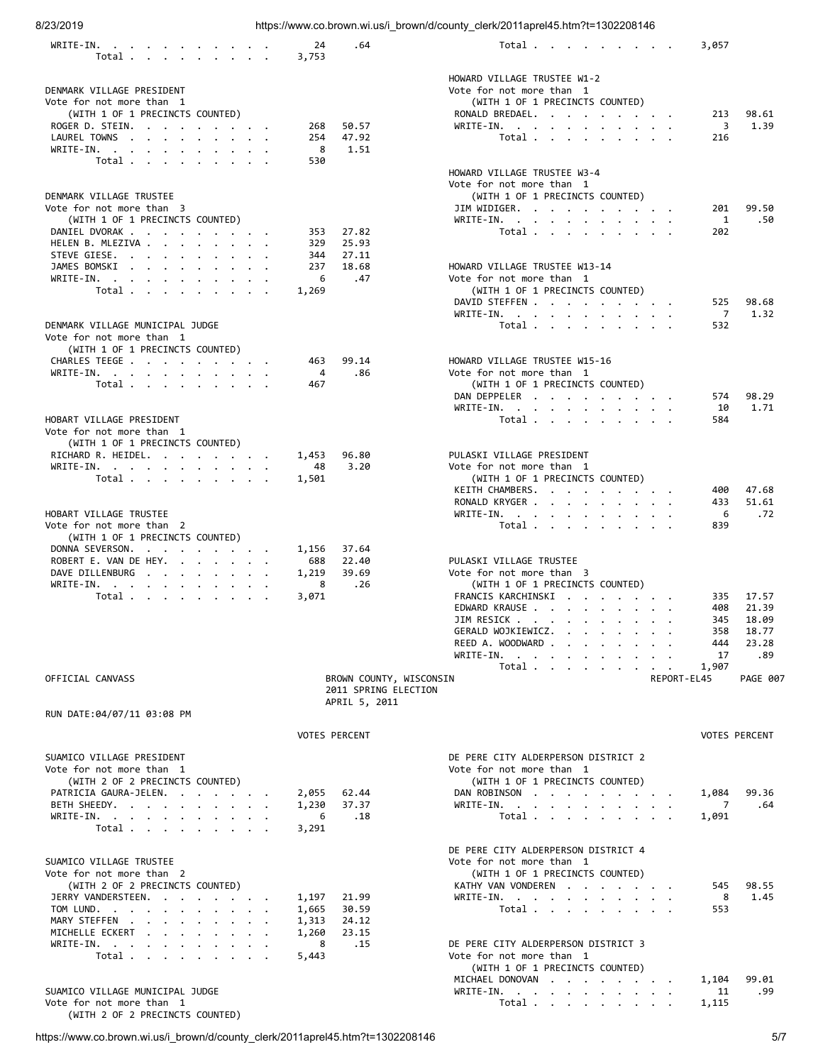| | VOTES | PERCENT |
|---|---|---|
| WRITE-IN. | 24 | .64 |
| Total | 3,753 | |

**DENMARK VILLAGE PRESIDENT**
Vote for not more than 1
(WITH 1 OF 1 PRECINCTS COUNTED)

| | VOTES | PERCENT |
|---|---|---|
| ROGER D. STEIN. | 268 | 50.57 |
| LAUREL TOWNS | 254 | 47.92 |
| WRITE-IN. | 8 | 1.51 |
| Total | 530 | |

**DENMARK VILLAGE TRUSTEE**
Vote for not more than 3
(WITH 1 OF 1 PRECINCTS COUNTED)

| | VOTES | PERCENT |
|---|---|---|
| DANIEL DVORAK | 353 | 27.82 |
| HELEN B. MLEZIVA | 329 | 25.93 |
| STEVE GIESE. | 344 | 27.11 |
| JAMES BOMSKI | 237 | 18.68 |
| WRITE-IN. | 6 | .47 |
| Total | 1,269 | |

**DENMARK VILLAGE MUNICIPAL JUDGE**
Vote for not more than 1
(WITH 1 OF 1 PRECINCTS COUNTED)

| | VOTES | PERCENT |
|---|---|---|
| CHARLES TEEGE | 463 | 99.14 |
| WRITE-IN. | 4 | .86 |
| Total | 467 | |

**HOBART VILLAGE PRESIDENT**
Vote for not more than 1
(WITH 1 OF 1 PRECINCTS COUNTED)

| | VOTES | PERCENT |
|---|---|---|
| RICHARD R. HEIDEL. | 1,453 | 96.80 |
| WRITE-IN. | 48 | 3.20 |
| Total | 1,501 | |

**HOBART VILLAGE TRUSTEE**
Vote for not more than 2
(WITH 1 OF 1 PRECINCTS COUNTED)

| | VOTES | PERCENT |
|---|---|---|
| DONNA SEVERSON. | 1,156 | 37.64 |
| ROBERT E. VAN DE HEY. | 688 | 22.40 |
| DAVE DILLENBURG | 1,219 | 39.69 |
| WRITE-IN. | 8 | .26 |
| Total | 3,071 | |

| | VOTES | PERCENT |
|---|---|---|
| Total | 3,057 | |

**HOWARD VILLAGE TRUSTEE W1-2**
Vote for not more than 1
(WITH 1 OF 1 PRECINCTS COUNTED)

| | VOTES | PERCENT |
|---|---|---|
| RONALD BREDAEL. | 213 | 98.61 |
| WRITE-IN. | 3 | 1.39 |
| Total | 216 | |

**HOWARD VILLAGE TRUSTEE W3-4**
Vote for not more than 1
(WITH 1 OF 1 PRECINCTS COUNTED)

| | VOTES | PERCENT |
|---|---|---|
| JIM WIDIGER. | 201 | 99.50 |
| WRITE-IN. | 1 | .50 |
| Total | 202 | |

**HOWARD VILLAGE TRUSTEE W13-14**
Vote for not more than 1
(WITH 1 OF 1 PRECINCTS COUNTED)

| | VOTES | PERCENT |
|---|---|---|
| DAVID STEFFEN | 525 | 98.68 |
| WRITE-IN. | 7 | 1.32 |
| Total | 532 | |

**HOWARD VILLAGE TRUSTEE W15-16**
Vote for not more than 1
(WITH 1 OF 1 PRECINCTS COUNTED)

| | VOTES | PERCENT |
|---|---|---|
| DAN DEPPELER | 574 | 98.29 |
| WRITE-IN. | 10 | 1.71 |
| Total | 584 | |

**PULASKI VILLAGE PRESIDENT**
Vote for not more than 1
(WITH 1 OF 1 PRECINCTS COUNTED)

| | VOTES | PERCENT |
|---|---|---|
| KEITH CHAMBERS. | 400 | 47.68 |
| RONALD KRYGER | 433 | 51.61 |
| WRITE-IN. | 6 | .72 |
| Total | 839 | |

**PULASKI VILLAGE TRUSTEE**
Vote for not more than 3
(WITH 1 OF 1 PRECINCTS COUNTED)

| | VOTES | PERCENT |
|---|---|---|
| FRANCIS KARCHINSKI | 335 | 17.57 |
| EDWARD KRAUSE | 408 | 21.39 |
| JIM RESICK | 345 | 18.09 |
| GERALD WOJKIEWICZ. | 358 | 18.77 |
| REED A. WOODWARD | 444 | 23.28 |
| WRITE-IN. | 17 | .89 |
| Total | 1,907 | |

OFFICIAL CANVASS — BROWN COUNTY, WISCONSIN — 2011 SPRING ELECTION — APRIL 5, 2011 — REPORT-EL45 — PAGE 007

RUN DATE:04/07/11 03:08 PM

**SUAMICO VILLAGE PRESIDENT**
Vote for not more than 1
(WITH 2 OF 2 PRECINCTS COUNTED)

| | VOTES | PERCENT |
|---|---|---|
| PATRICIA GAURA-JELEN. | 2,055 | 62.44 |
| BETH SHEEDY. | 1,230 | 37.37 |
| WRITE-IN. | 6 | .18 |
| Total | 3,291 | |

**SUAMICO VILLAGE TRUSTEE**
Vote for not more than 2
(WITH 2 OF 2 PRECINCTS COUNTED)

| | VOTES | PERCENT |
|---|---|---|
| JERRY VANDERSTEEN. | 1,197 | 21.99 |
| TOM LUND. | 1,665 | 30.59 |
| MARY STEFFEN | 1,313 | 24.12 |
| MICHELLE ECKERT | 1,260 | 23.15 |
| WRITE-IN. | 8 | .15 |
| Total | 5,443 | |

**SUAMICO VILLAGE MUNICIPAL JUDGE**
Vote for not more than 1
(WITH 2 OF 2 PRECINCTS COUNTED)

**DE PERE CITY ALDERPERSON DISTRICT 2**
Vote for not more than 1
(WITH 1 OF 1 PRECINCTS COUNTED)

| | VOTES | PERCENT |
|---|---|---|
| DAN ROBINSON | 1,084 | 99.36 |
| WRITE-IN. | 7 | .64 |
| Total | 1,091 | |

**DE PERE CITY ALDERPERSON DISTRICT 4**
Vote for not more than 1
(WITH 1 OF 1 PRECINCTS COUNTED)

| | VOTES | PERCENT |
|---|---|---|
| KATHY VAN VONDEREN | 545 | 98.55 |
| WRITE-IN. | 8 | 1.45 |
| Total | 553 | |

**DE PERE CITY ALDERPERSON DISTRICT 3**
Vote for not more than 1
(WITH 1 OF 1 PRECINCTS COUNTED)

| | VOTES | PERCENT |
|---|---|---|
| MICHAEL DONOVAN | 1,104 | 99.01 |
| WRITE-IN. | 11 | .99 |
| Total | 1,115 | |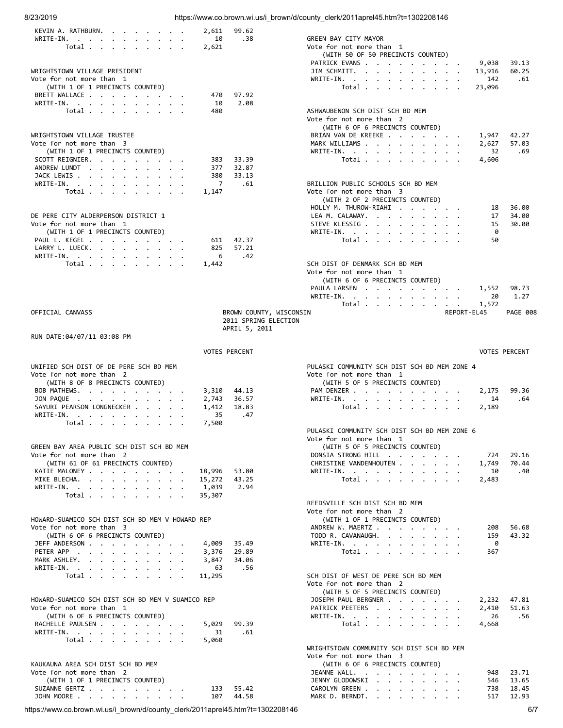| | | |
|---|---|---|
| KEVIN A. RATHBURN. | 2,611 | 99.62 |
| WRITE-IN. | 10 | .38 |
| Total | 2,621 | |

WRIGHTSTOWN VILLAGE PRESIDENT
Vote for not more than 1
(WITH 1 OF 1 PRECINCTS COUNTED)

| | | |
|---|---|---|
| BRETT WALLACE | 470 | 97.92 |
| WRITE-IN. | 10 | 2.08 |
| Total | 480 | |

WRIGHTSTOWN VILLAGE TRUSTEE
Vote for not more than 3
(WITH 1 OF 1 PRECINCTS COUNTED)

| | | |
|---|---|---|
| SCOTT REIGNIER. | 383 | 33.39 |
| ANDREW LUNDT | 377 | 32.87 |
| JACK LEWIS | 380 | 33.13 |
| WRITE-IN. | 7 | .61 |
| Total | 1,147 | |

DE PERE CITY ALDERPERSON DISTRICT 1
Vote for not more than 1
(WITH 1 OF 1 PRECINCTS COUNTED)

| | | |
|---|---|---|
| PAUL L. KEGEL | 611 | 42.37 |
| LARRY L. LUECK. | 825 | 57.21 |
| WRITE-IN. | 6 | .42 |
| Total | 1,442 | |

GREEN BAY CITY MAYOR
Vote for not more than 1
(WITH 50 OF 50 PRECINCTS COUNTED)

| | | |
|---|---|---|
| PATRICK EVANS | 9,038 | 39.13 |
| JIM SCHMITT. | 13,916 | 60.25 |
| WRITE-IN. | 142 | .61 |
| Total | 23,096 | |

ASHWAUBENON SCH DIST SCH BD MEM
Vote for not more than 2
(WITH 6 OF 6 PRECINCTS COUNTED)

| | | |
|---|---|---|
| BRIAN VAN DE KREEKE | 1,947 | 42.27 |
| MARK WILLIAMS | 2,627 | 57.03 |
| WRITE-IN. | 32 | .69 |
| Total | 4,606 | |

BRILLION PUBLIC SCHOOLS SCH BD MEM
Vote for not more than 3
(WITH 2 OF 2 PRECINCTS COUNTED)

| | | |
|---|---|---|
| HOLLY M. THUROW-RIAHI | 18 | 36.00 |
| LEA M. CALAWAY. | 17 | 34.00 |
| STEVE KLESSIG | 15 | 30.00 |
| WRITE-IN. | 0 | |
| Total | 50 | |

SCH DIST OF DENMARK SCH BD MEM
Vote for not more than 1
(WITH 6 OF 6 PRECINCTS COUNTED)

| | | |
|---|---|---|
| PAULA LARSEN | 1,552 | 98.73 |
| WRITE-IN. | 20 | 1.27 |
| Total | 1,572 | |

OFFICIAL CANVASS — BROWN COUNTY, WISCONSIN — 2011 SPRING ELECTION — APRIL 5, 2011 — REPORT-EL45 — PAGE 008

RUN DATE:04/07/11 03:08 PM

VOTES PERCENT

UNIFIED SCH DIST OF DE PERE SCH BD MEM
Vote for not more than 2
(WITH 8 OF 8 PRECINCTS COUNTED)

| | | |
|---|---|---|
| BOB MATHEWS. | 3,310 | 44.13 |
| JON PAQUE | 2,743 | 36.57 |
| SAYURI PEARSON LONGNECKER | 1,412 | 18.83 |
| WRITE-IN. | 35 | .47 |
| Total | 7,500 | |

GREEN BAY AREA PUBLIC SCH DIST SCH BD MEM
Vote for not more than 2
(WITH 61 OF 61 PRECINCTS COUNTED)

| | | |
|---|---|---|
| KATIE MALONEY | 18,996 | 53.80 |
| MIKE BLECHA. | 15,272 | 43.25 |
| WRITE-IN. | 1,039 | 2.94 |
| Total | 35,307 | |

HOWARD-SUAMICO SCH DIST SCH BD MEM V HOWARD REP
Vote for not more than 3
(WITH 6 OF 6 PRECINCTS COUNTED)

| | | |
|---|---|---|
| JEFF ANDERSON | 4,009 | 35.49 |
| PETER APP | 3,376 | 29.89 |
| MARK ASHLEY. | 3,847 | 34.06 |
| WRITE-IN. | 63 | .56 |
| Total | 11,295 | |

HOWARD-SUAMICO SCH DIST SCH BD MEM V SUAMICO REP
Vote for not more than 1
(WITH 6 OF 6 PRECINCTS COUNTED)

| | | |
|---|---|---|
| RACHELLE PAULSEN | 5,029 | 99.39 |
| WRITE-IN. | 31 | .61 |
| Total | 5,060 | |

KAUKAUNA AREA SCH DIST SCH BD MEM
Vote for not more than 2
(WITH 1 OF 1 PRECINCTS COUNTED)

| | | |
|---|---|---|
| SUZANNE GERTZ | 133 | 55.42 |
| JOHN MOORE | 107 | 44.58 |

PULASKI COMMUNITY SCH DIST SCH BD MEM ZONE 4
Vote for not more than 1
(WITH 5 OF 5 PRECINCTS COUNTED)

| | | |
|---|---|---|
| PAM DENZER | 2,175 | 99.36 |
| WRITE-IN. | 14 | .64 |
| Total | 2,189 | |

PULASKI COMMUNITY SCH DIST SCH BD MEM ZONE 6
Vote for not more than 1
(WITH 5 OF 5 PRECINCTS COUNTED)

| | | |
|---|---|---|
| DONSIA STRONG HILL | 724 | 29.16 |
| CHRISTINE VANDENHOUTEN | 1,749 | 70.44 |
| WRITE-IN. | 10 | .40 |
| Total | 2,483 | |

REEDSVILLE SCH DIST SCH BD MEM
Vote for not more than 2
(WITH 1 OF 1 PRECINCTS COUNTED)

| | | |
|---|---|---|
| ANDREW W. MAERTZ | 208 | 56.68 |
| TODD R. CAVANAUGH. | 159 | 43.32 |
| WRITE-IN. | 0 | |
| Total | 367 | |

SCH DIST OF WEST DE PERE SCH BD MEM
Vote for not more than 2
(WITH 5 OF 5 PRECINCTS COUNTED)

| | | |
|---|---|---|
| JOSEPH PAUL BERGNER | 2,232 | 47.81 |
| PATRICK PEETERS | 2,410 | 51.63 |
| WRITE-IN. | 26 | .56 |
| Total | 4,668 | |

WRIGHTSTOWN COMMUNITY SCH DIST SCH BD MEM
Vote for not more than 3
(WITH 6 OF 6 PRECINCTS COUNTED)

| | | |
|---|---|---|
| JEANNE WALL. | 948 | 23.71 |
| JENNY GLODOWSKI | 546 | 13.65 |
| CAROLYN GREEN | 738 | 18.45 |
| MARK D. BERNDT. | 517 | 12.93 |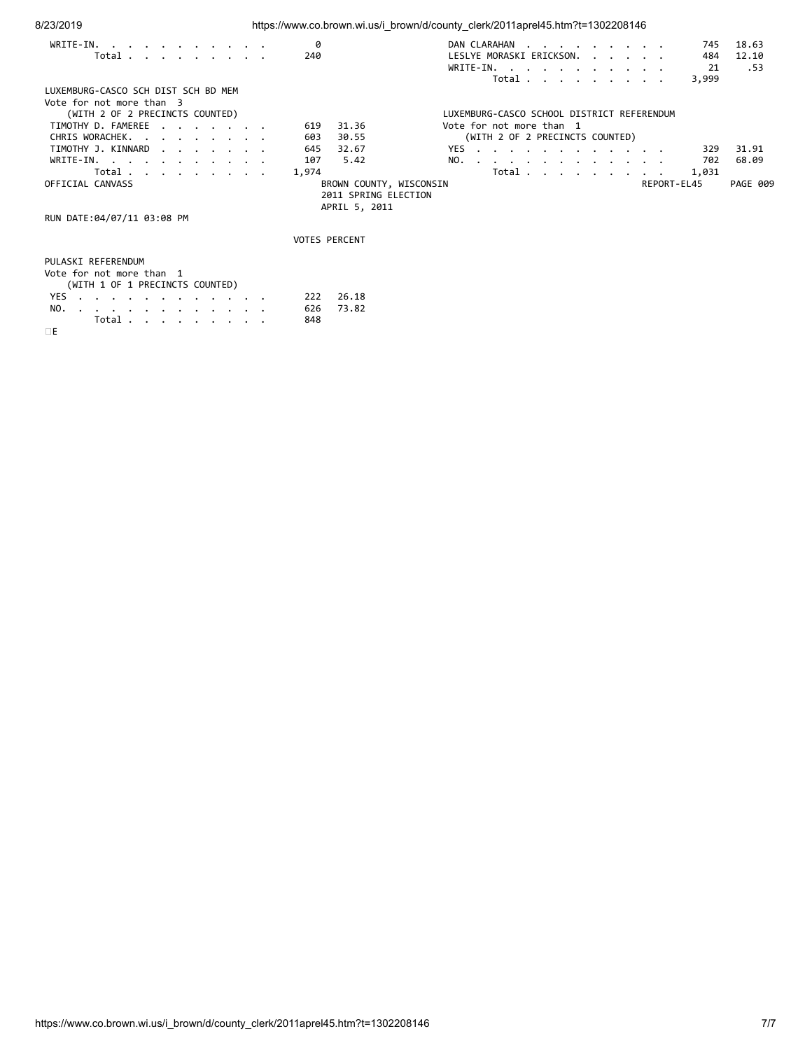| | | |
|---|---|---|
| WRITE-IN. | 0 | |
| Total | 240 | |

LUXEMBURG-CASCO SCH DIST SCH BD MEM
Vote for not more than 3
(WITH 2 OF 2 PRECINCTS COUNTED)

| | | |
|---|---|---|
| TIMOTHY D. FAMEREE | 619 | 31.36 |
| CHRIS WORACHEK. | 603 | 30.55 |
| TIMOTHY J. KINNARD | 645 | 32.67 |
| WRITE-IN. | 107 | 5.42 |
| Total | 1,974 | |

| | | |
|---|---|---|
| DAN CLARAHAN | 745 | 18.63 |
| LESLYE MORASKI ERICKSON. | 484 | 12.10 |
| WRITE-IN. | 21 | .53 |
| Total | 3,999 | |

LUXEMBURG-CASCO SCHOOL DISTRICT REFERENDUM
Vote for not more than 1
(WITH 2 OF 2 PRECINCTS COUNTED)

| | | |
|---|---|---|
| YES | 329 | 31.91 |
| NO. | 702 | 68.09 |
| Total | 1,031 | |

OFFICIAL CANVASS

BROWN COUNTY, WISCONSIN
2011 SPRING ELECTION
APRIL 5, 2011

REPORT-EL45 PAGE 009

RUN DATE:04/07/11 03:08 PM

PULASKI REFERENDUM
Vote for not more than 1
(WITH 1 OF 1 PRECINCTS COUNTED)

| | VOTES | PERCENT |
|---|---|---|
| YES | 222 | 26.18 |
| NO. | 626 | 73.82 |
| Total | 848 | |

E